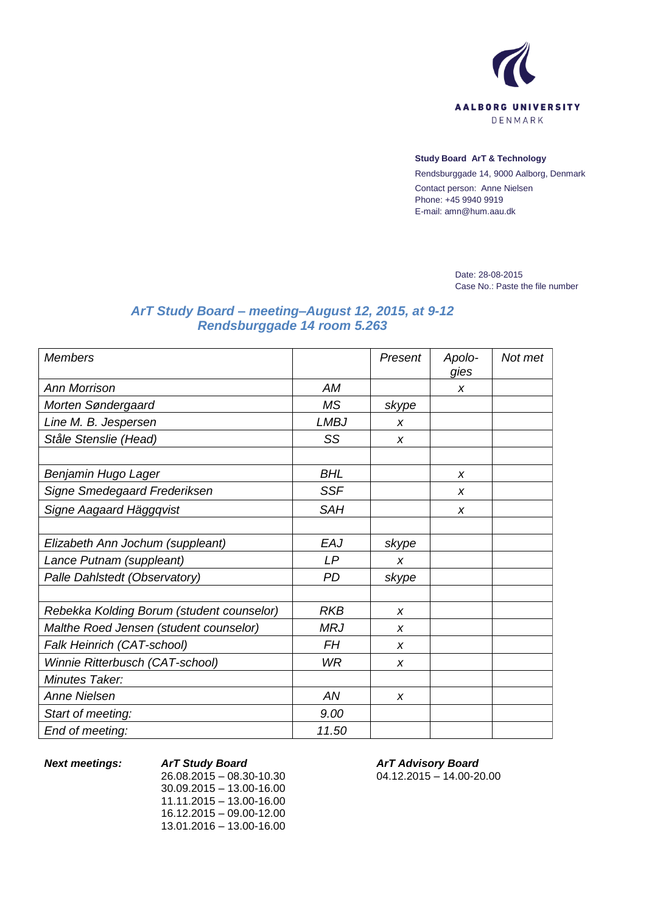AALBORG UNIVERSITY
DENMARK

**Study Board ArT & Technology**

Rendsburggade 14, 9000 Aalborg, Denmark

Contact person: Anne Nielsen
Phone: +45 9940 9919
E-mail: amn@hum.aau.dk

Date: 28-08-2015
Case No.: Paste the file number

## *ArT Study Board – meeting–August 12, 2015, at 9-12*
## *Rendsburggade 14 room 5.263*

| *Members* | | *Present* | *Apolo-gies* | *Not met* |
|---|---|---|---|---|
| *Ann Morrison* | *AM* | | *x* | |
| *Morten Søndergaard* | *MS* | *skype* | | |
| *Line M. B. Jespersen* | *LMBJ* | *x* | | |
| *Ståle Stenslie (Head)* | *SS* | *x* | | |
| | | | | |
| *Benjamin Hugo Lager* | *BHL* | | *x* | |
| *Signe Smedegaard Frederiksen* | *SSF* | | *x* | |
| *Signe Aagaard Häggqvist* | *SAH* | | *x* | |
| | | | | |
| *Elizabeth Ann Jochum (suppleant)* | *EAJ* | *skype* | | |
| *Lance Putnam (suppleant)* | *LP* | *x* | | |
| *Palle Dahlstedt (Observatory)* | *PD* | *skype* | | |
| | | | | |
| *Rebekka Kolding Borum (student counselor)* | *RKB* | *x* | | |
| *Malthe Roed Jensen (student counselor)* | *MRJ* | *x* | | |
| *Falk Heinrich (CAT-school)* | *FH* | *x* | | |
| *Winnie Ritterbusch (CAT-school)* | *WR* | *x* | | |
| *Minutes Taker:* | | | | |
| *Anne Nielsen* | *AN* | *x* | | |
| *Start of meeting:* | *9.00* | | | |
| *End of meeting:* | *11.50* | | | |

***Next meetings:***

***ArT Study Board***
26.08.2015 – 08.30-10.30
30.09.2015 – 13.00-16.00
11.11.2015 – 13.00-16.00
16.12.2015 – 09.00-12.00
13.01.2016 – 13.00-16.00

***ArT Advisory Board***
04.12.2015 – 14.00-20.00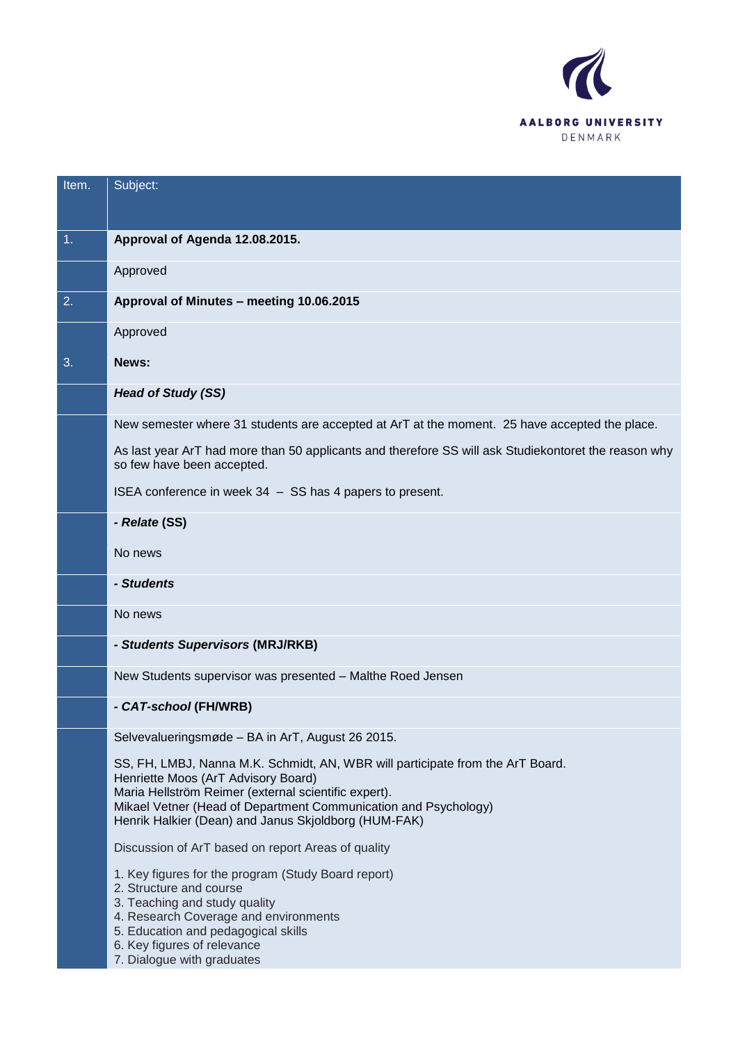| Item. | Subject: |
|---|---|
| 1. | **Approval of Agenda 12.08.2015.** |
| | Approved |
| 2. | **Approval of Minutes – meeting 10.06.2015** |
| | Approved |
| 3. | **News:** |
| | ***Head of Study (SS)*** |
| | New semester where 31 students are accepted at ArT at the moment. 25 have accepted the place.<br><br>As last year ArT had more than 50 applicants and therefore SS will ask Studiekontoret the reason why so few have been accepted.<br><br>ISEA conference in week 34 – SS has 4 papers to present. |
| | ***- Relate* (SS)** |
| | No news |
| | ***- Students*** |
| | No news |
| | ***- Students Supervisors* (MRJ/RKB)** |
| | New Students supervisor was presented – Malthe Roed Jensen |
| | ***- CAT-school* (FH/WRB)** |
| | Selvevalueringsmøde – BA in ArT, August 26 2015.<br><br>SS, FH, LMBJ, Nanna M.K. Schmidt, AN, WBR will participate from the ArT Board.<br>Henriette Moos (ArT Advisory Board)<br>Maria Hellström Reimer (external scientific expert).<br>Mikael Vetner (Head of Department Communication and Psychology)<br>Henrik Halkier (Dean) and Janus Skjoldborg (HUM-FAK)<br><br>Discussion of ArT based on report Areas of quality<br><br>1. Key figures for the program (Study Board report)<br>2. Structure and course<br>3. Teaching and study quality<br>4. Research Coverage and environments<br>5. Education and pedagogical skills<br>6. Key figures of relevance<br>7. Dialogue with graduates |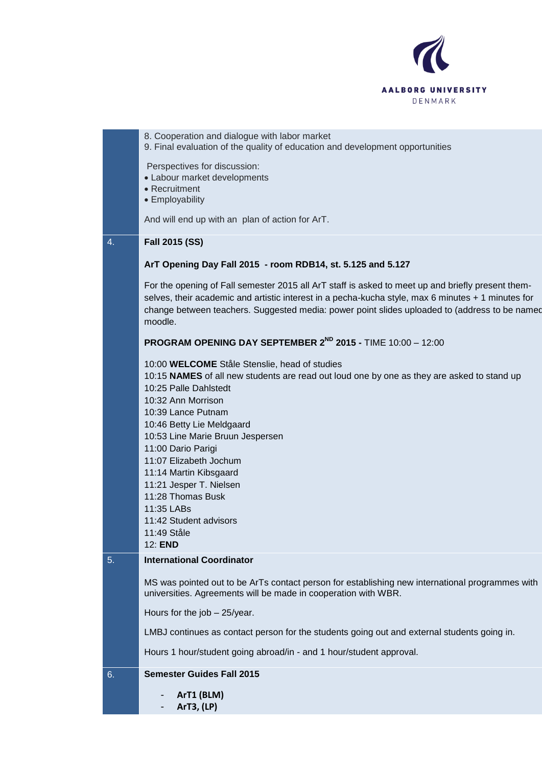8. Cooperation and dialogue with labor market
9. Final evaluation of the quality of education and development opportunities

Perspectives for discussion:

- Labour market developments
- Recruitment
- Employability

And will end up with an  plan of action for ArT.

4. **Fall 2015 (SS)**

**ArT Opening Day Fall 2015  - room RDB14, st. 5.125 and 5.127**

For the opening of Fall semester 2015 all ArT staff is asked to meet up and briefly present them-selves, their academic and artistic interest in a pecha-kucha style, max 6 minutes + 1 minutes for change between teachers. Suggested media: power point slides uploaded to (address to be named moodle.

**PROGRAM OPENING DAY SEPTEMBER 2[ND] 2015 -** TIME 10:00 – 12:00

10:00 **WELCOME** Ståle Stenslie, head of studies
10:15 **NAMES** of all new students are read out loud one by one as they are asked to stand up
10:25 Palle Dahlstedt
10:32 Ann Morrison
10:39 Lance Putnam
10:46 Betty Lie Meldgaard
10:53 Line Marie Bruun Jespersen
11:00 Dario Parigi
11:07 Elizabeth Jochum
11:14 Martin Kibsgaard
11:21 Jesper T. Nielsen
11:28 Thomas Busk
11:35 LABs
11:42 Student advisors
11:49 Ståle
12: **END**

5. **International Coordinator**

MS was pointed out to be ArTs contact person for establishing new international programmes with universities. Agreements will be made in cooperation with WBR.

Hours for the job – 25/year.

LMBJ continues as contact person for the students going out and external students going in.

Hours 1 hour/student going abroad/in - and 1 hour/student approval.

6. **Semester Guides Fall 2015**

- **ArT1 (BLM)**
- **ArT3, (LP)**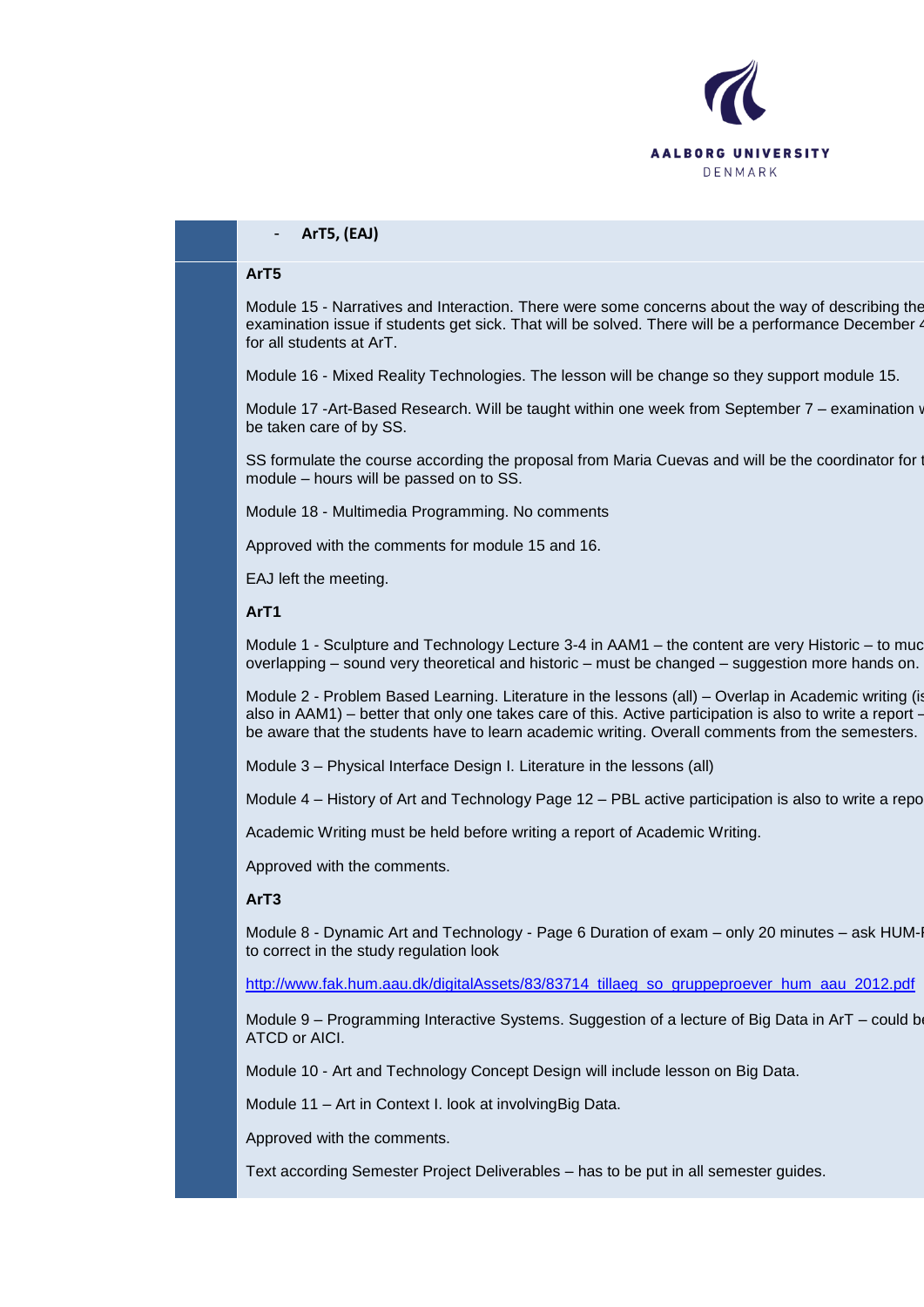- **ArT5, (EAJ)**

**ArT5**

Module 15 - Narratives and Interaction. There were some concerns about the way of describing the examination issue if students get sick. That will be solved. There will be a performance December 4 for all students at ArT.

Module 16 - Mixed Reality Technologies. The lesson will be change so they support module 15.

Module 17 -Art-Based Research. Will be taught within one week from September 7 – examination will be taken care of by SS.

SS formulate the course according the proposal from Maria Cuevas and will be the coordinator for the module – hours will be passed on to SS.

Module 18 - Multimedia Programming. No comments

Approved with the comments for module 15 and 16.

EAJ left the meeting.

**ArT1**

Module 1 - Sculpture and Technology Lecture 3-4 in AAM1 – the content are very Historic – to much overlapping – sound very theoretical and historic – must be changed – suggestion more hands on.

Module 2 - Problem Based Learning. Literature in the lessons (all) – Overlap in Academic writing (is also in AAM1) – better that only one takes care of this. Active participation is also to write a report – be aware that the students have to learn academic writing. Overall comments from the semesters.

Module 3 – Physical Interface Design I. Literature in the lessons (all)

Module 4 – History of Art and Technology Page 12 – PBL active participation is also to write a report

Academic Writing must be held before writing a report of Academic Writing.

Approved with the comments.

**ArT3**

Module 8 - Dynamic Art and Technology - Page 6 Duration of exam – only 20 minutes – ask HUM-F to correct in the study regulation look

http://www.fak.hum.aau.dk/digitalAssets/83/83714_tillaeg_so_gruppeproever_hum_aau_2012.pdf

Module 9 – Programming Interactive Systems. Suggestion of a lecture of Big Data in ArT – could be ATCD or AICI.

Module 10 - Art and Technology Concept Design will include lesson on Big Data.

Module 11 – Art in Context I. look at involvingBig Data.

Approved with the comments.

Text according Semester Project Deliverables – has to be put in all semester guides.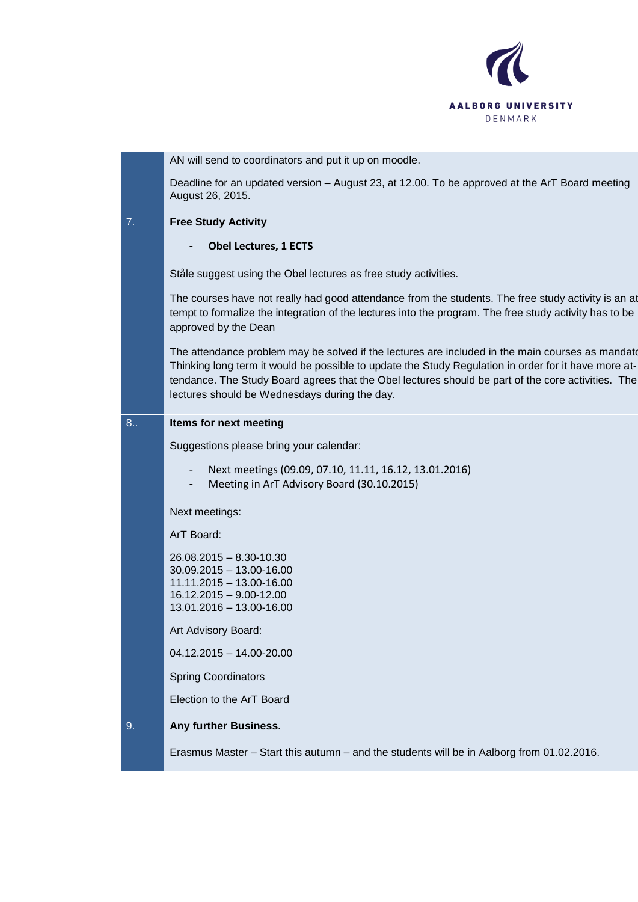AN will send to coordinators and put it up on moodle.

Deadline for an updated version – August 23, at 12.00. To be approved at the ArT Board meeting August 26, 2015.

| | |
|---|---|
| 7. | **Free Study Activity** |

- **Obel Lectures, 1 ECTS**

Ståle suggest using the Obel lectures as free study activities.

The courses have not really had good attendance from the students. The free study activity is an at tempt to formalize the integration of the lectures into the program. The free study activity has to be approved by the Dean

The attendance problem may be solved if the lectures are included in the main courses as mandato Thinking long term it would be possible to update the Study Regulation in order for it have more at-tendance. The Study Board agrees that the Obel lectures should be part of the core activities. The lectures should be Wednesdays during the day.

| | |
|---|---|
| 8.. | **Items for next meeting** |

Suggestions please bring your calendar:

- Next meetings (09.09, 07.10, 11.11, 16.12, 13.01.2016)
- Meeting in ArT Advisory Board (30.10.2015)

Next meetings:

ArT Board:

26.08.2015 – 8.30-10.30
30.09.2015 – 13.00-16.00
11.11.2015 – 13.00-16.00
16.12.2015 – 9.00-12.00
13.01.2016 – 13.00-16.00

Art Advisory Board:

04.12.2015 – 14.00-20.00

Spring Coordinators

Election to the ArT Board

| | |
|---|---|
| 9. | **Any further Business.** |

Erasmus Master – Start this autumn – and the students will be in Aalborg from 01.02.2016.